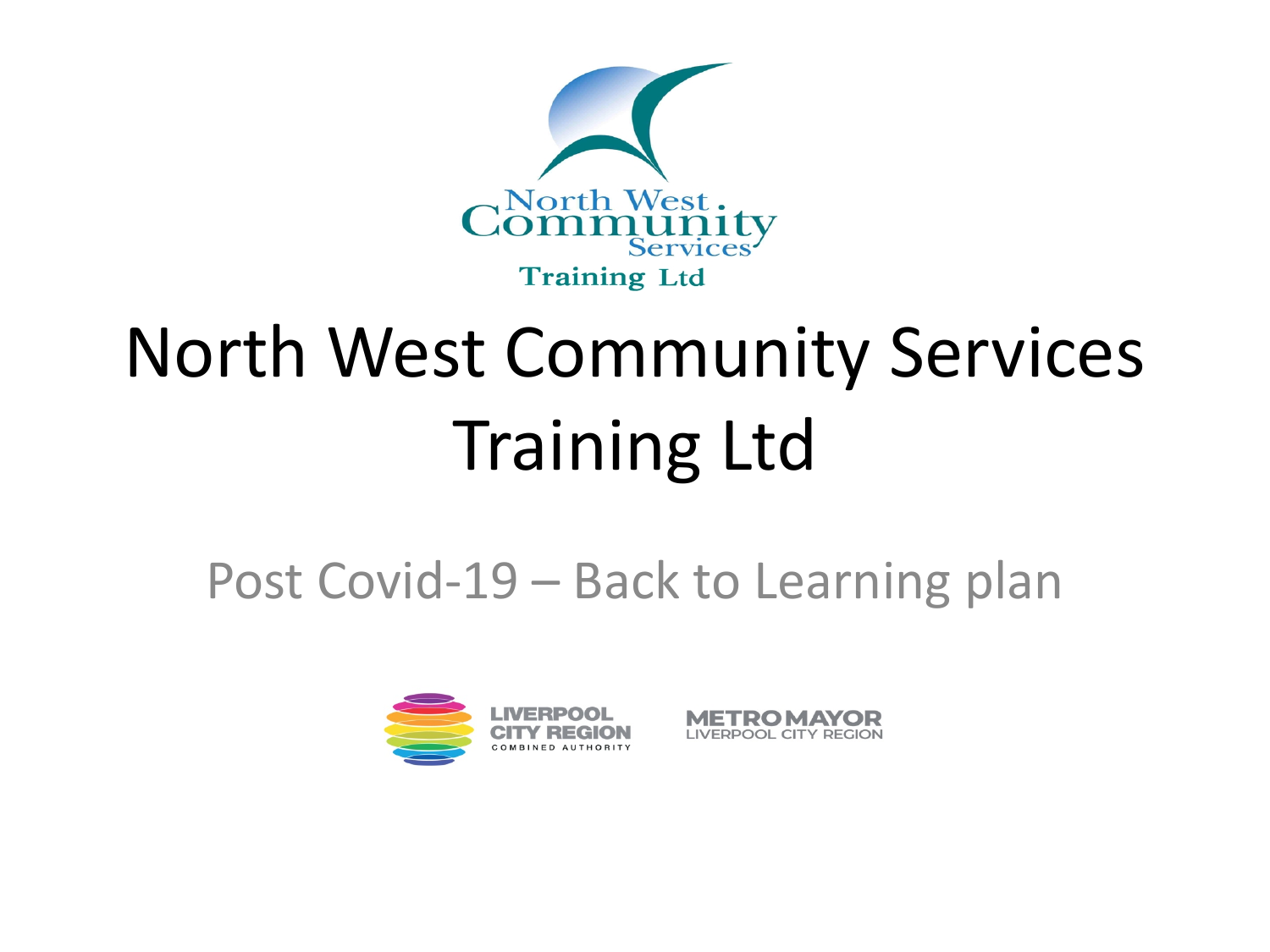# North West Community Services Training Ltd

## Post Covid-19 – Back to Learning plan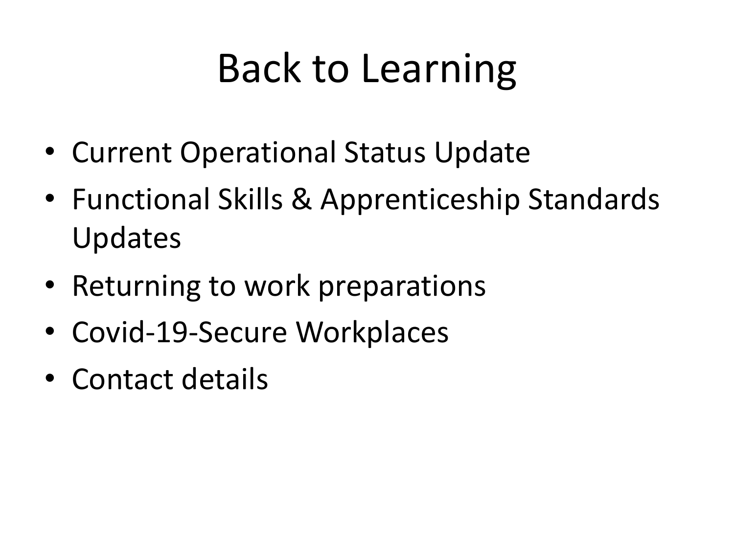# Back to Learning

- Current Operational Status Update
- Functional Skills & Apprenticeship Standards Updates
- Returning to work preparations
- Covid-19-Secure Workplaces
- Contact details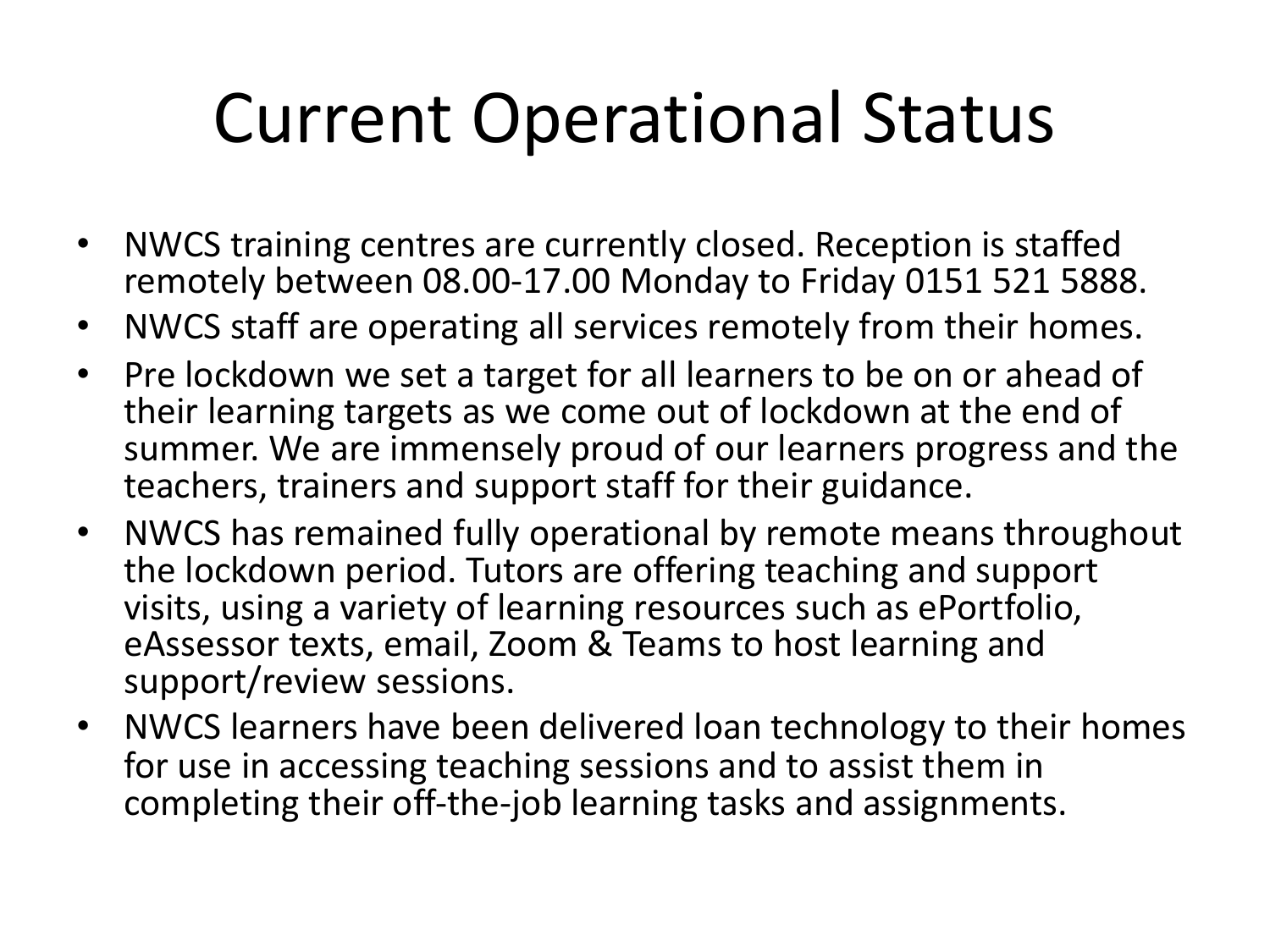# Current Operational Status

- NWCS training centres are currently closed. Reception is staffed remotely between 08.00-17.00 Monday to Friday 0151 521 5888.
- NWCS staff are operating all services remotely from their homes.
- Pre lockdown we set a target for all learners to be on or ahead of their learning targets as we come out of lockdown at the end of summer. We are immensely proud of our learners progress and the teachers, trainers and support staff for their guidance.
- NWCS has remained fully operational by remote means throughout the lockdown period. Tutors are offering teaching and support visits, using a variety of learning resources such as ePortfolio, eAssessor texts, email, Zoom & Teams to host learning and support/review sessions.
- NWCS learners have been delivered loan technology to their homes for use in accessing teaching sessions and to assist them in completing their off-the-job learning tasks and assignments.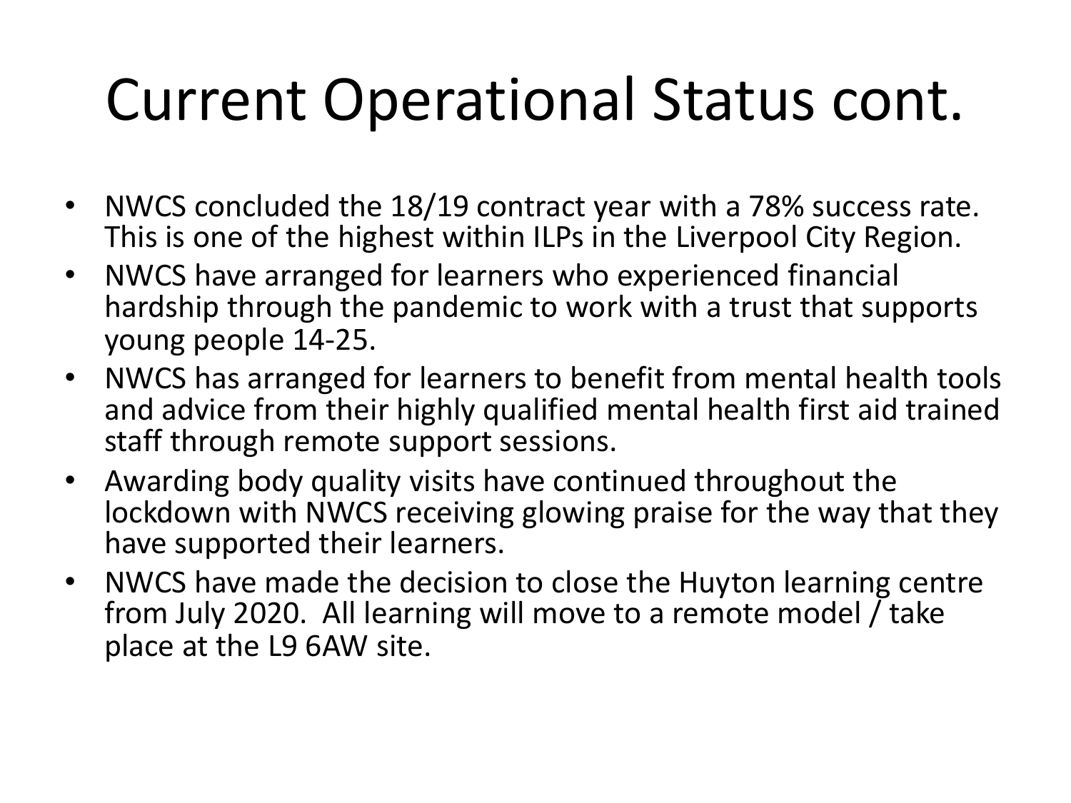# Current Operational Status cont.

- NWCS concluded the 18/19 contract year with a 78% success rate. This is one of the highest within ILPs in the Liverpool City Region.
- NWCS have arranged for learners who experienced financial hardship through the pandemic to work with a trust that supports young people 14-25.
- NWCS has arranged for learners to benefit from mental health tools and advice from their highly qualified mental health first aid trained staff through remote support sessions.
- Awarding body quality visits have continued throughout the lockdown with NWCS receiving glowing praise for the way that they have supported their learners.
- NWCS have made the decision to close the Huyton learning centre from July 2020. All learning will move to a remote model / take place at the L9 6AW site.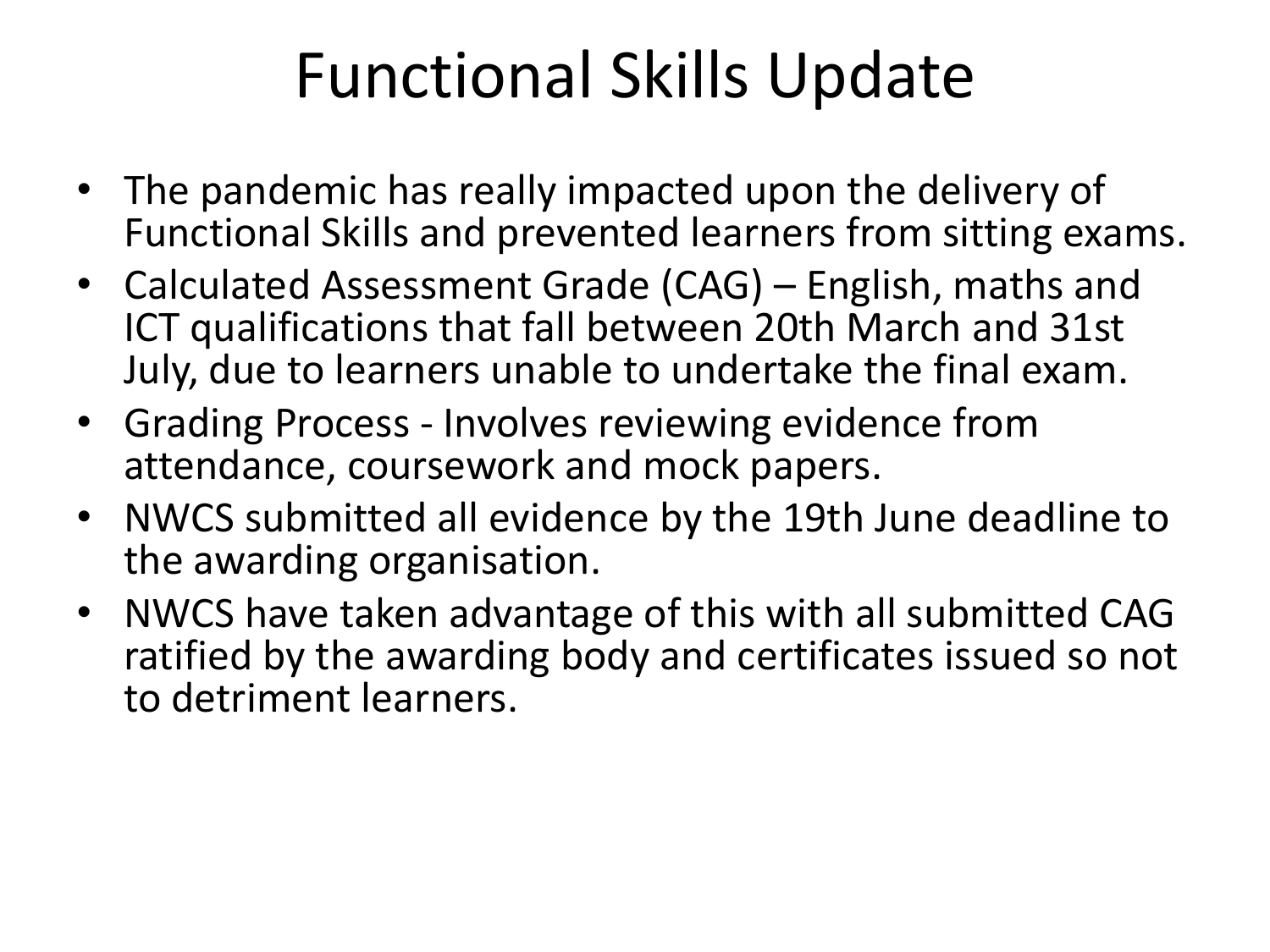# Functional Skills Update

- The pandemic has really impacted upon the delivery of Functional Skills and prevented learners from sitting exams.
- Calculated Assessment Grade (CAG) – English, maths and ICT qualifications that fall between 20th March and 31st July, due to learners unable to undertake the final exam.
- Grading Process - Involves reviewing evidence from attendance, coursework and mock papers.
- NWCS submitted all evidence by the 19th June deadline to the awarding organisation.
- NWCS have taken advantage of this with all submitted CAG ratified by the awarding body and certificates issued so not to detriment learners.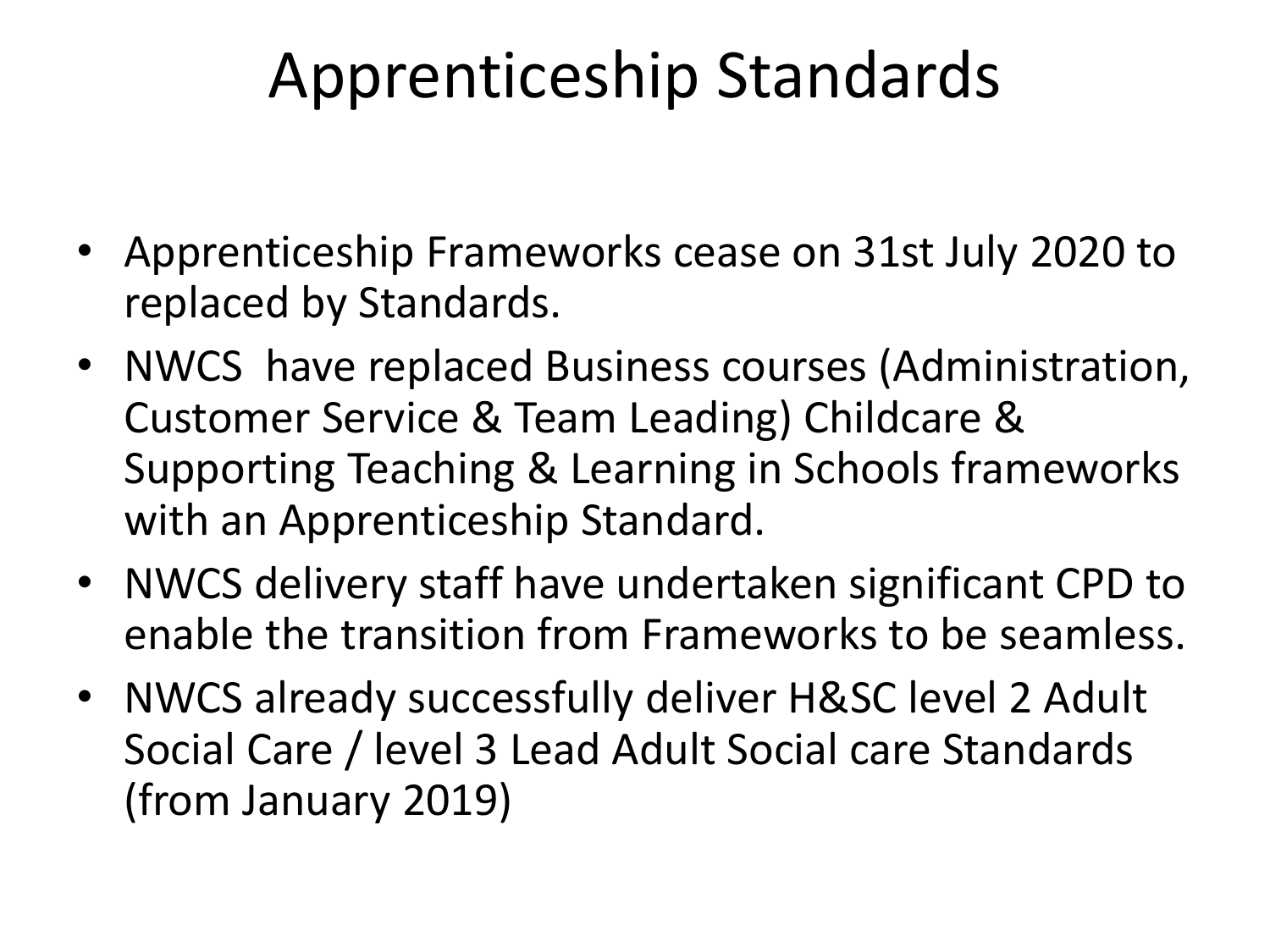# Apprenticeship Standards

- Apprenticeship Frameworks cease on 31st July 2020 to replaced by Standards.
- NWCS have replaced Business courses (Administration, Customer Service & Team Leading) Childcare & Supporting Teaching & Learning in Schools frameworks with an Apprenticeship Standard.
- NWCS delivery staff have undertaken significant CPD to enable the transition from Frameworks to be seamless.
- NWCS already successfully deliver H&SC level 2 Adult Social Care / level 3 Lead Adult Social care Standards (from January 2019)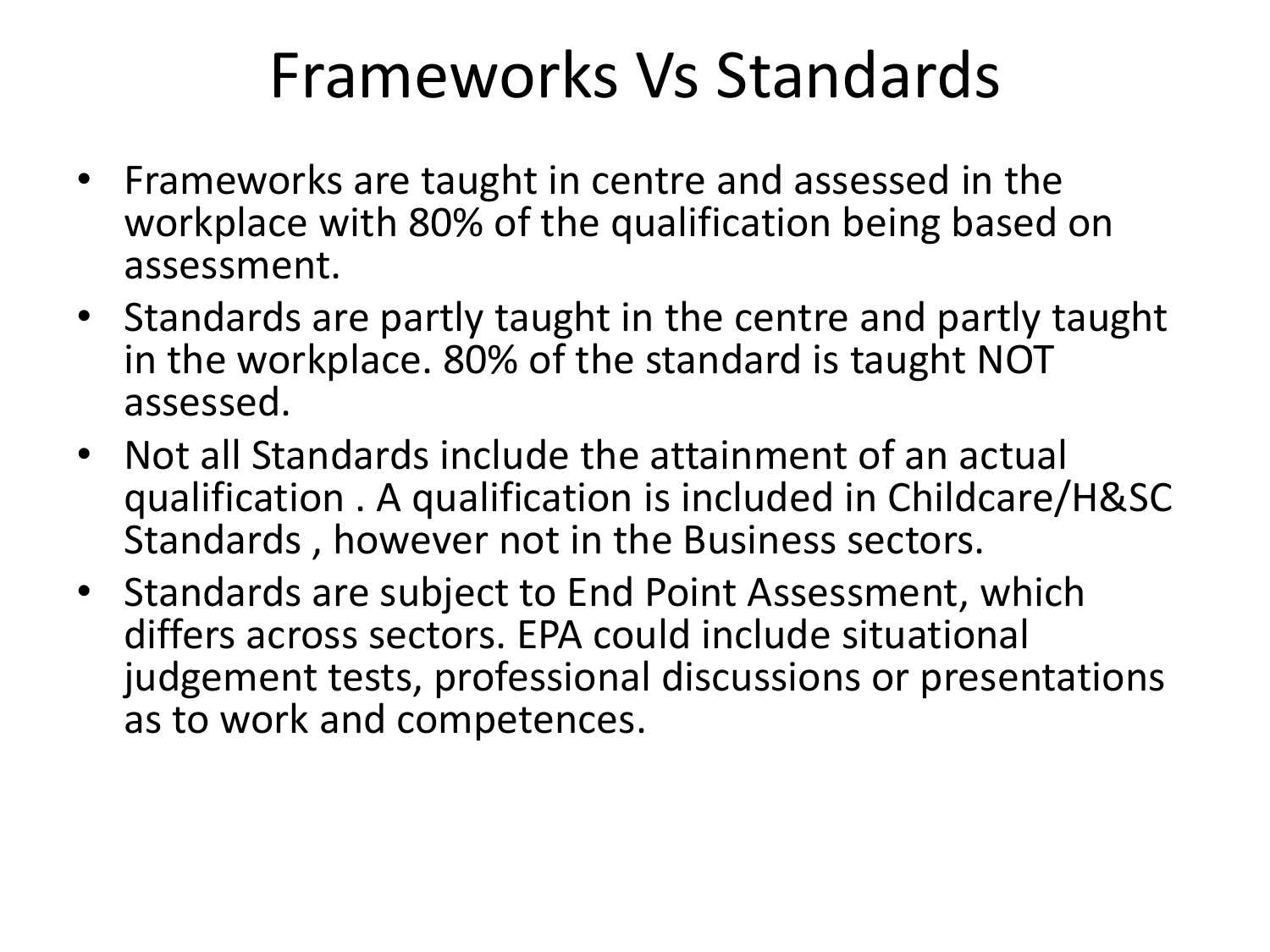# Frameworks Vs Standards

- Frameworks are taught in centre and assessed in the workplace with 80% of the qualification being based on assessment.
- Standards are partly taught in the centre and partly taught in the workplace. 80% of the standard is taught NOT assessed.
- Not all Standards include the attainment of an actual qualification . A qualification is included in Childcare/H&SC Standards , however not in the Business sectors.
- Standards are subject to End Point Assessment, which differs across sectors. EPA could include situational judgement tests, professional discussions or presentations as to work and competences.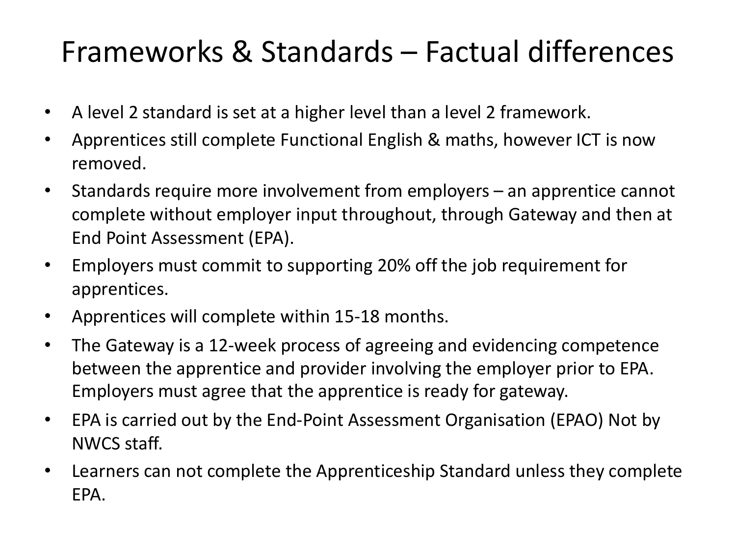# Frameworks & Standards – Factual differences

- A level 2 standard is set at a higher level than a level 2 framework.
- Apprentices still complete Functional English & maths, however ICT is now removed.
- Standards require more involvement from employers – an apprentice cannot complete without employer input throughout, through Gateway and then at End Point Assessment (EPA).
- Employers must commit to supporting 20% off the job requirement for apprentices.
- Apprentices will complete within 15-18 months.
- The Gateway is a 12-week process of agreeing and evidencing competence between the apprentice and provider involving the employer prior to EPA. Employers must agree that the apprentice is ready for gateway.
- EPA is carried out by the End-Point Assessment Organisation (EPAO) Not by NWCS staff.
- Learners can not complete the Apprenticeship Standard unless they complete EPA.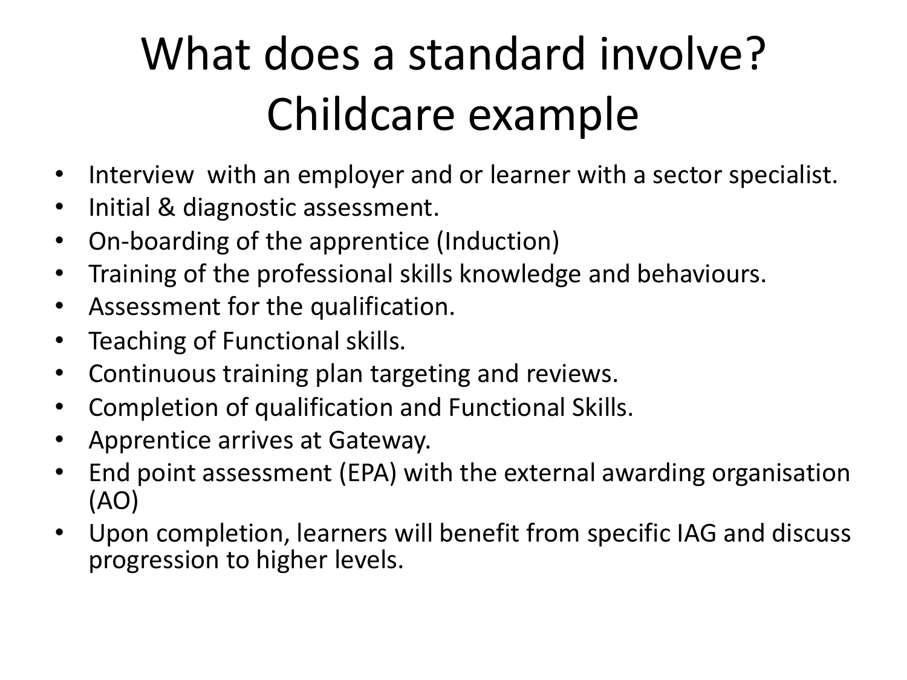# What does a standard involve? Childcare example

- Interview with an employer and or learner with a sector specialist.
- Initial & diagnostic assessment.
- On-boarding of the apprentice (Induction)
- Training of the professional skills knowledge and behaviours.
- Assessment for the qualification.
- Teaching of Functional skills.
- Continuous training plan targeting and reviews.
- Completion of qualification and Functional Skills.
- Apprentice arrives at Gateway.
- End point assessment (EPA) with the external awarding organisation (AO)
- Upon completion, learners will benefit from specific IAG and discuss progression to higher levels.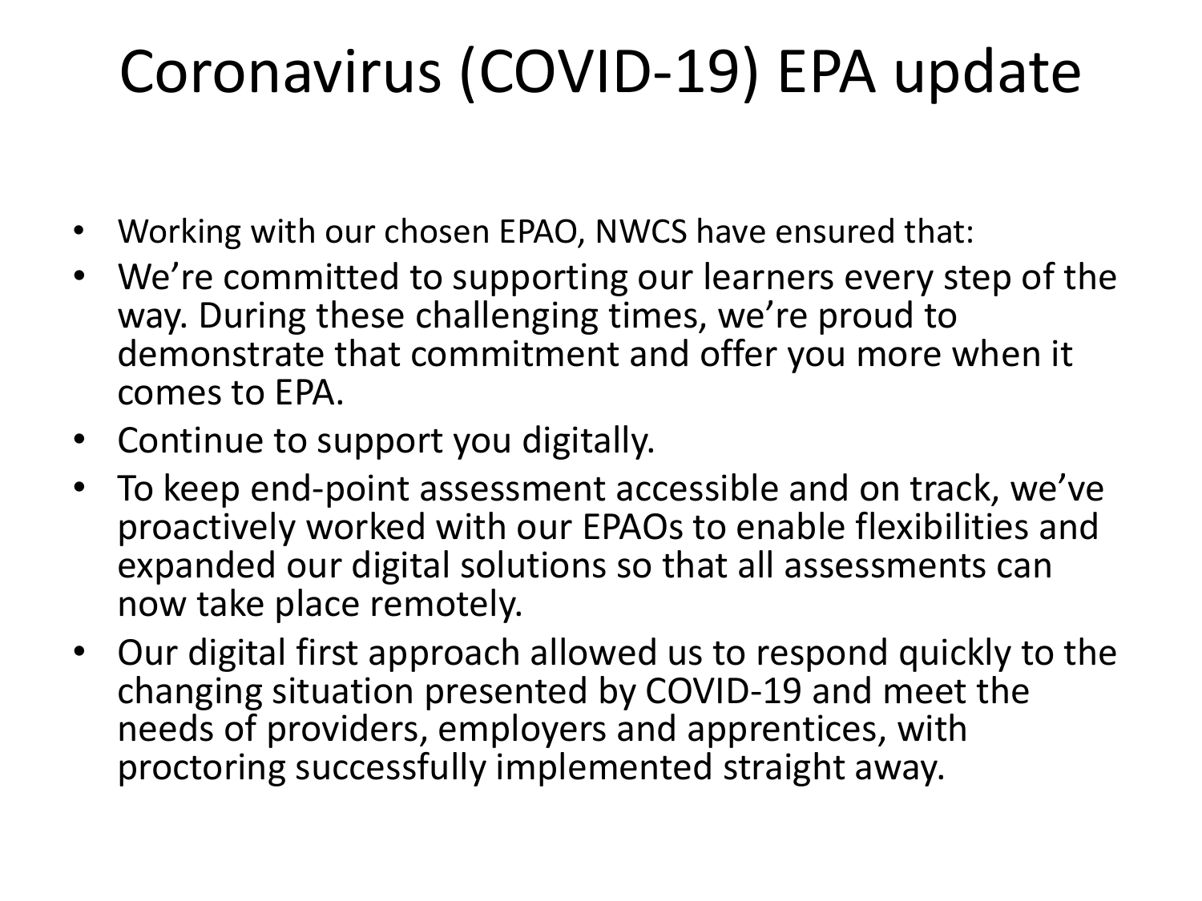# Coronavirus (COVID-19) EPA update

- Working with our chosen EPAO, NWCS have ensured that:
- We're committed to supporting our learners every step of the way. During these challenging times, we're proud to demonstrate that commitment and offer you more when it comes to EPA.
- Continue to support you digitally.
- To keep end-point assessment accessible and on track, we've proactively worked with our EPAOs to enable flexibilities and expanded our digital solutions so that all assessments can now take place remotely.
- Our digital first approach allowed us to respond quickly to the changing situation presented by COVID-19 and meet the needs of providers, employers and apprentices, with proctoring successfully implemented straight away.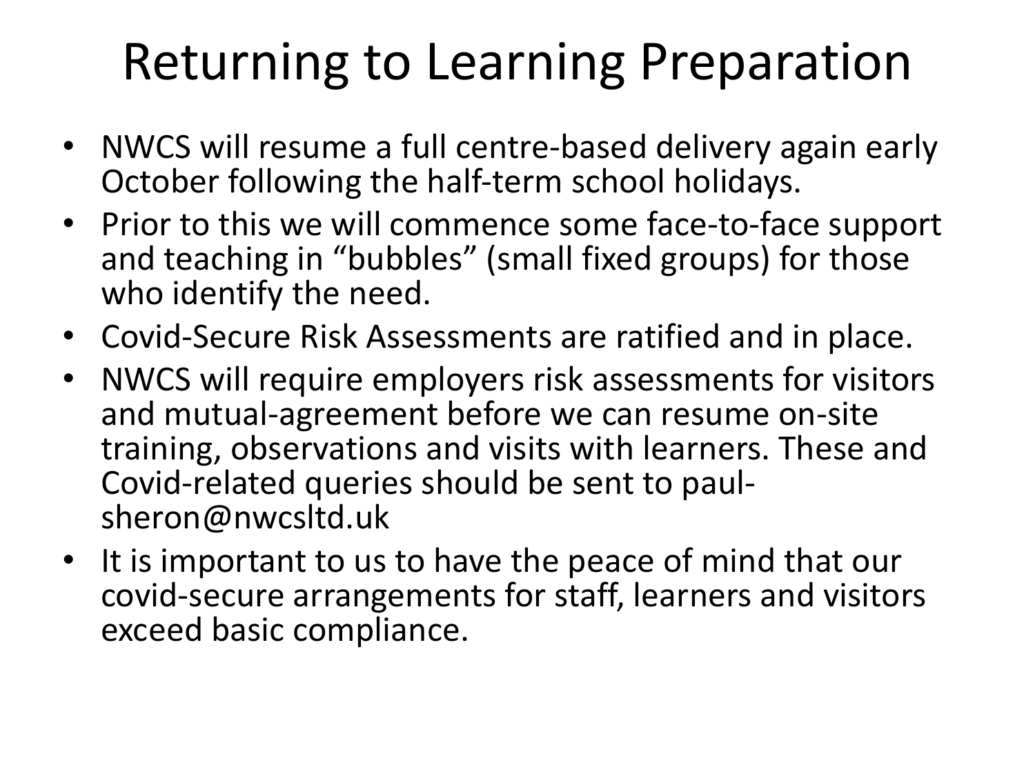# Returning to Learning Preparation

- NWCS will resume a full centre-based delivery again early October following the half-term school holidays.
- Prior to this we will commence some face-to-face support and teaching in "bubbles" (small fixed groups) for those who identify the need.
- Covid-Secure Risk Assessments are ratified and in place.
- NWCS will require employers risk assessments for visitors and mutual-agreement before we can resume on-site training, observations and visits with learners. These and Covid-related queries should be sent to paul-sheron@nwcsltd.uk
- It is important to us to have the peace of mind that our covid-secure arrangements for staff, learners and visitors exceed basic compliance.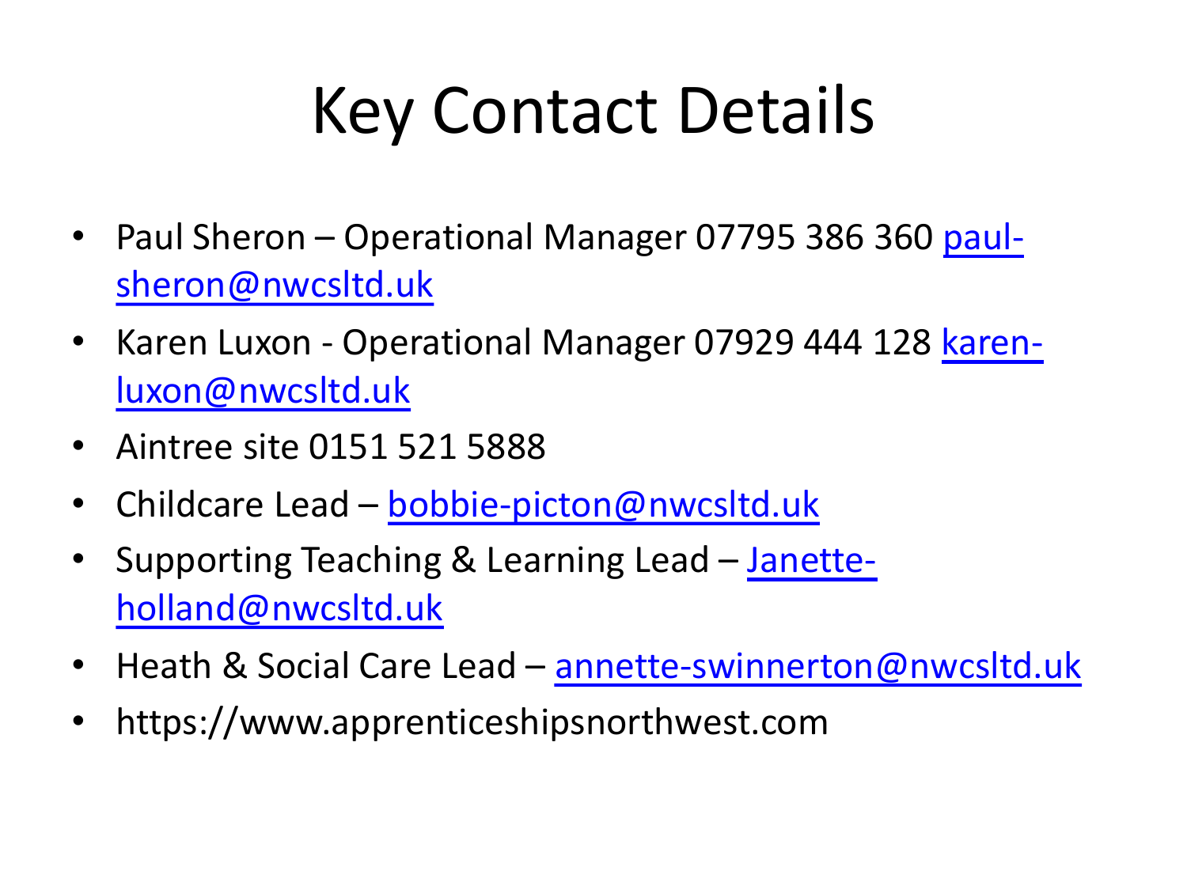# Key Contact Details

- Paul Sheron – Operational Manager 07795 386 360 paul-sheron@nwcsltd.uk
- Karen Luxon - Operational Manager 07929 444 128 karen-luxon@nwcsltd.uk
- Aintree site 0151 521 5888
- Childcare Lead – bobbie-picton@nwcsltd.uk
- Supporting Teaching & Learning Lead – Janette-holland@nwcsltd.uk
- Heath & Social Care Lead – annette-swinnerton@nwcsltd.uk
- https://www.apprenticeshipsnorthwest.com